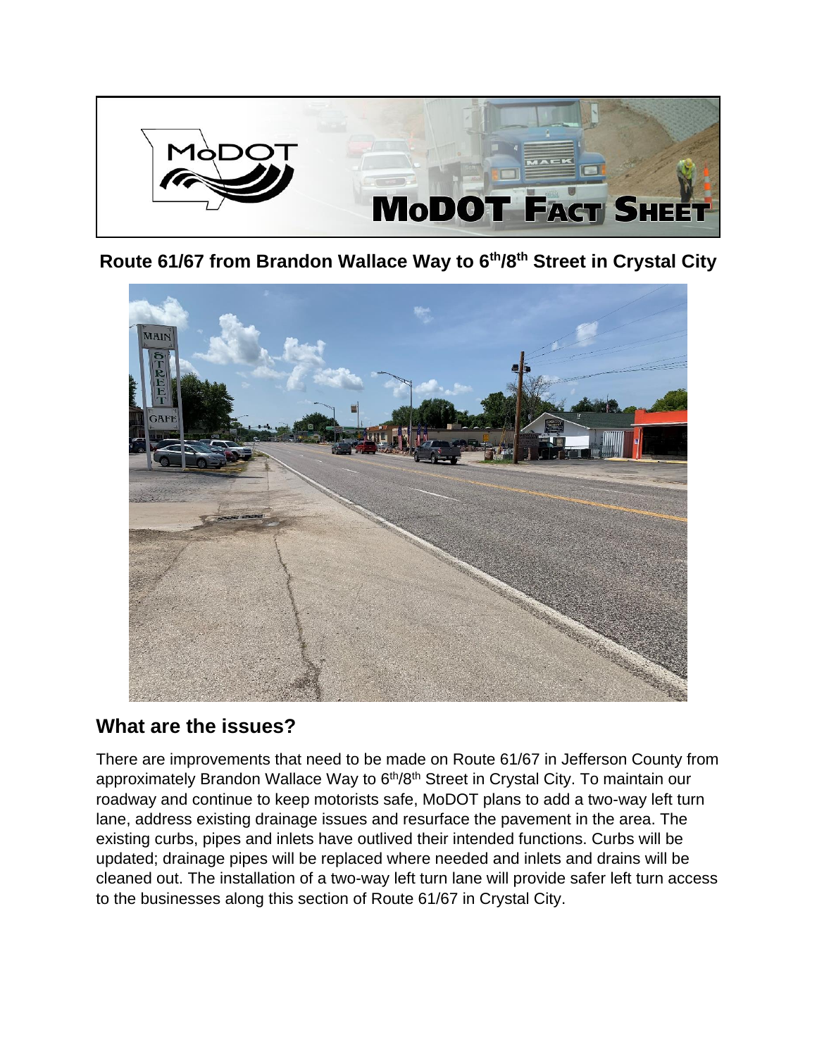# MoDOT Fact Sheet

**Route 61/67 from Brandon Wallace Way to 6th/8th Street in Crystal City**

## What are the issues?

There are improvements that need to be made on Route 61/67 in Jefferson County from approximately Brandon Wallace Way to 6th/8th Street in Crystal City. To maintain our roadway and continue to keep motorists safe, MoDOT plans to add a two-way left turn lane, address existing drainage issues and resurface the pavement in the area. The existing curbs, pipes and inlets have outlived their intended functions. Curbs will be updated; drainage pipes will be replaced where needed and inlets and drains will be cleaned out. The installation of a two-way left turn lane will provide safer left turn access to the businesses along this section of Route 61/67 in Crystal City.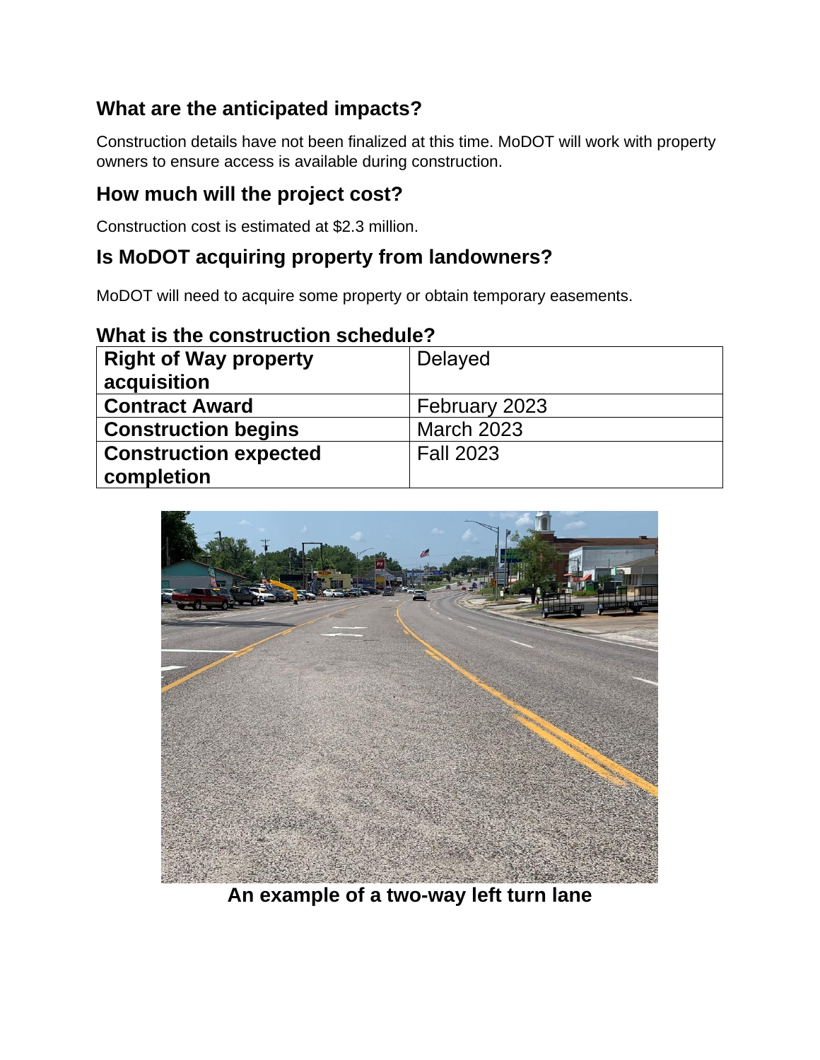## What are the anticipated impacts?

Construction details have not been finalized at this time. MoDOT will work with property owners to ensure access is available during construction.

## How much will the project cost?

Construction cost is estimated at $2.3 million.

## Is MoDOT acquiring property from landowners?

MoDOT will need to acquire some property or obtain temporary easements.

## What is the construction schedule?

| | |
|---|---|
| **Right of Way property acquisition** | Delayed |
| **Contract Award** | February 2023 |
| **Construction begins** | March 2023 |
| **Construction expected completion** | Fall 2023 |

**An example of a two-way left turn lane**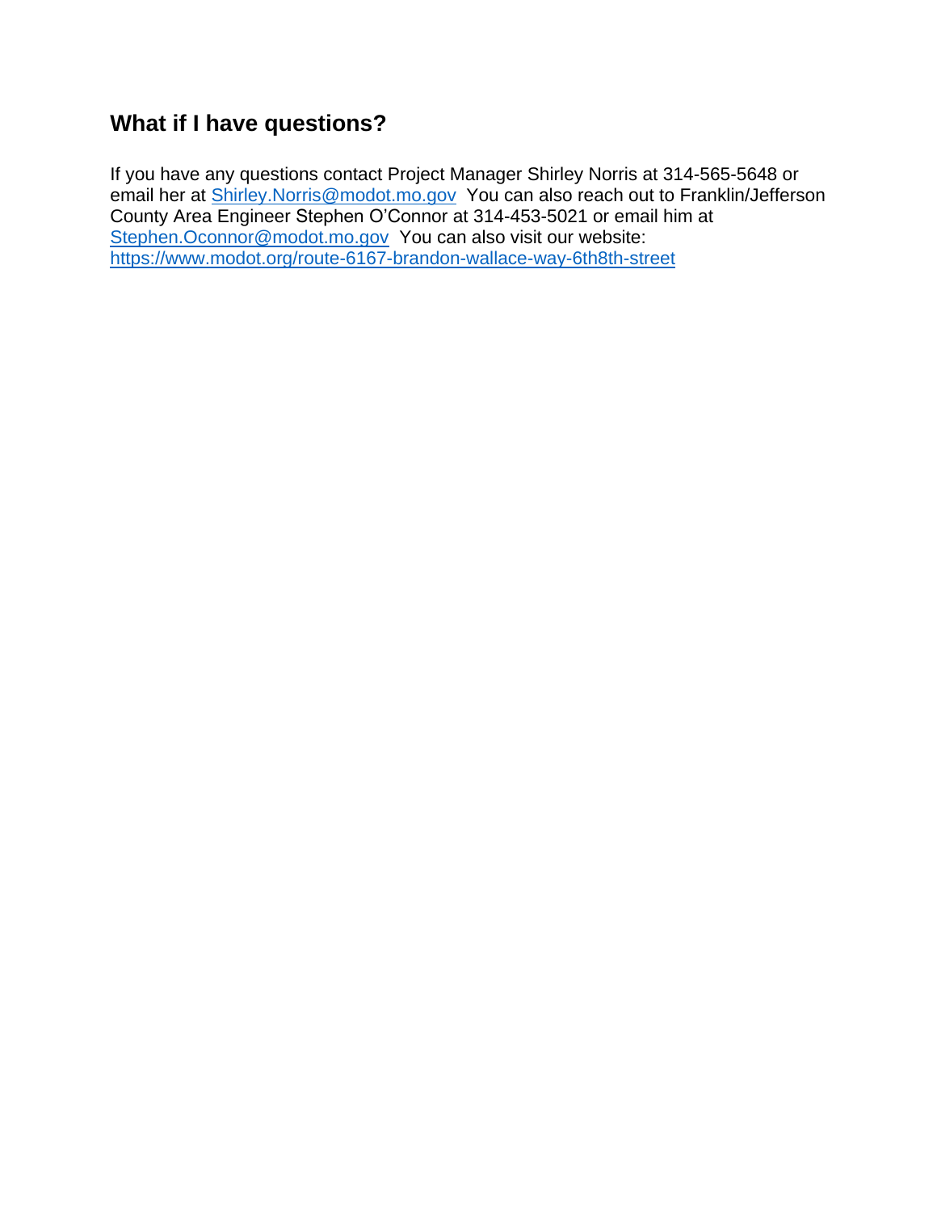## What if I have questions?

If you have any questions contact Project Manager Shirley Norris at 314-565-5648 or email her at Shirley.Norris@modot.mo.gov  You can also reach out to Franklin/Jefferson County Area Engineer Stephen O'Connor at 314-453-5021 or email him at Stephen.Oconnor@modot.mo.gov  You can also visit our website: https://www.modot.org/route-6167-brandon-wallace-way-6th8th-street